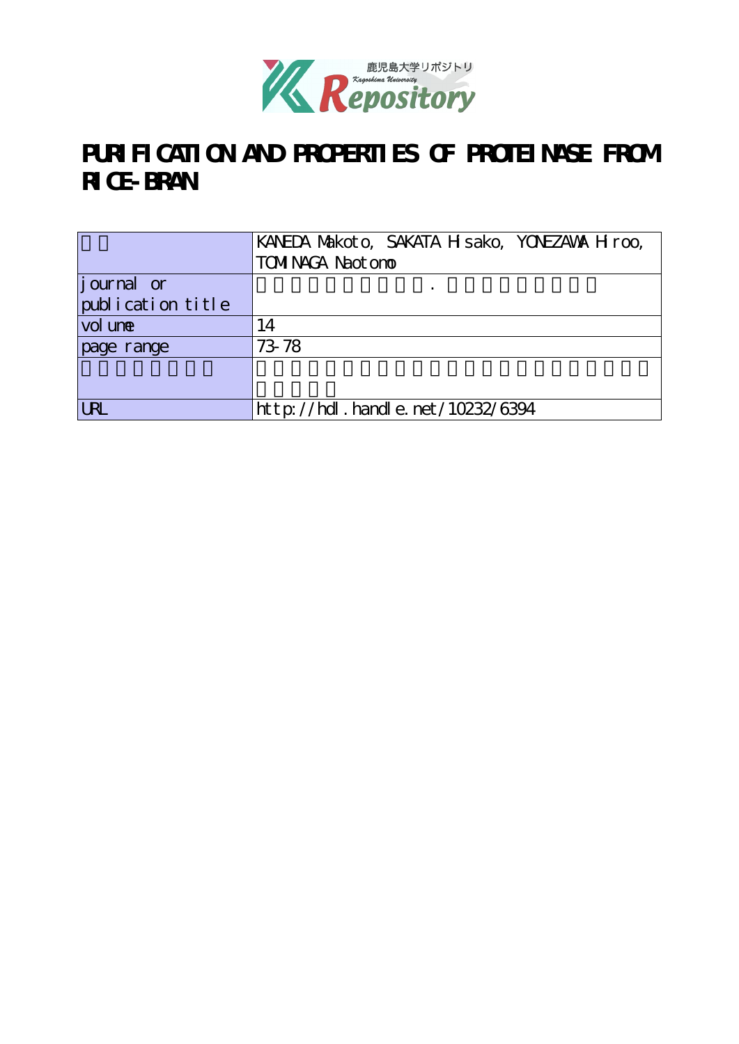# PURIFICATION AND PROPERTIES OF PROTEINASE FROM RICE-BRAN

| | |
|---|---|
| | KANEDA Makoto, SAKATA Hisako, YONEZAWA Hiroo, TOMINAGA Naotomo |
| journal or publication title | |
| volume | 14 |
| page range | 73-78 |
| | |
| URL | http://hdl.handle.net/10232/6394 |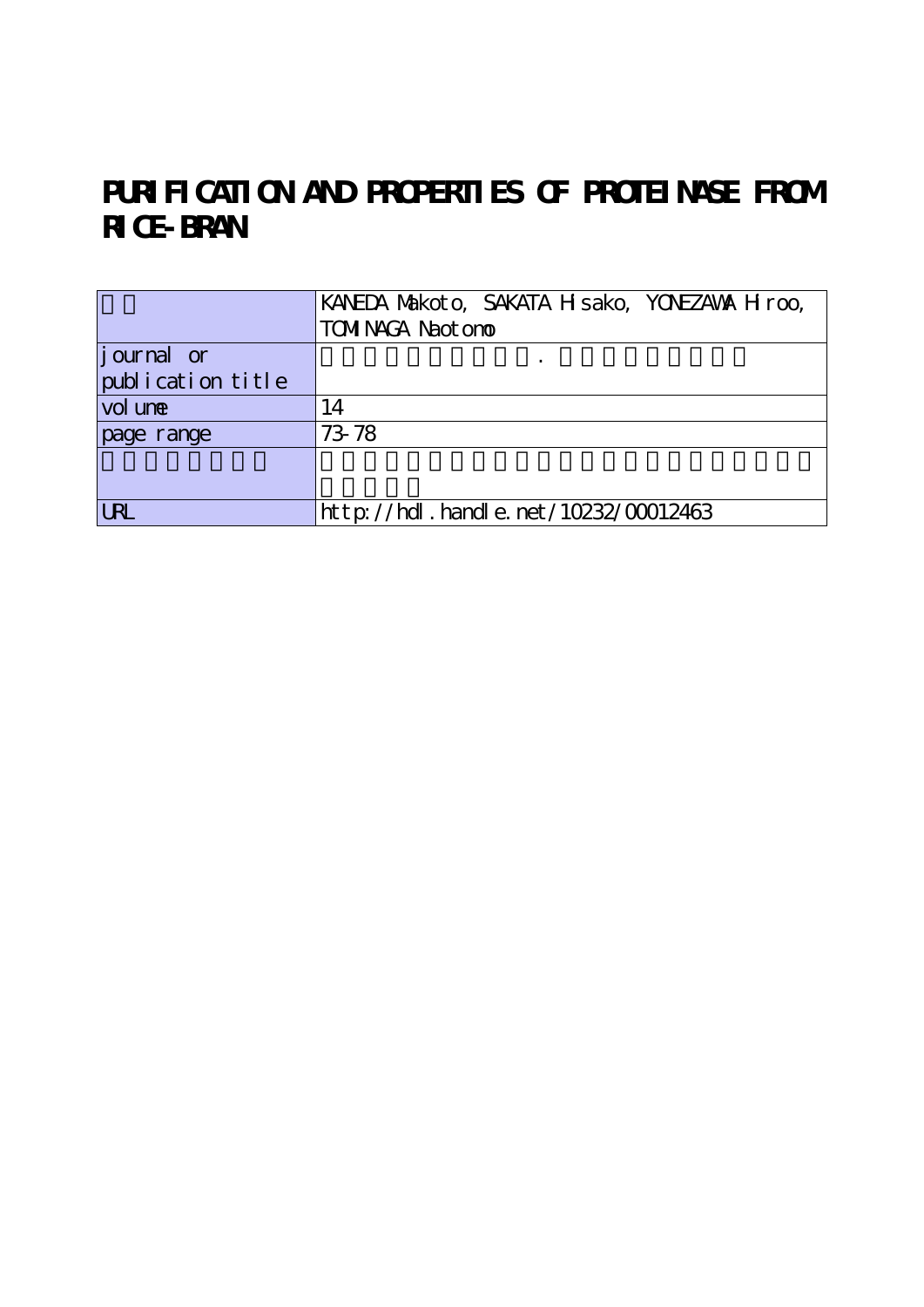# PURIFICATION AND PROPERTIES OF PROTEINASE FROM RICE-BRAN

| | |
|---|---|
| | KANEDA Makoto, SAKATA Hisako, YONEZAWA Hiroo, TOMINAGA Naotomo |
| journal or publication title | |
| volume | 14 |
| page range | 73-78 |
| | |
| URL | http://hdl.handle.net/10232/00012463 |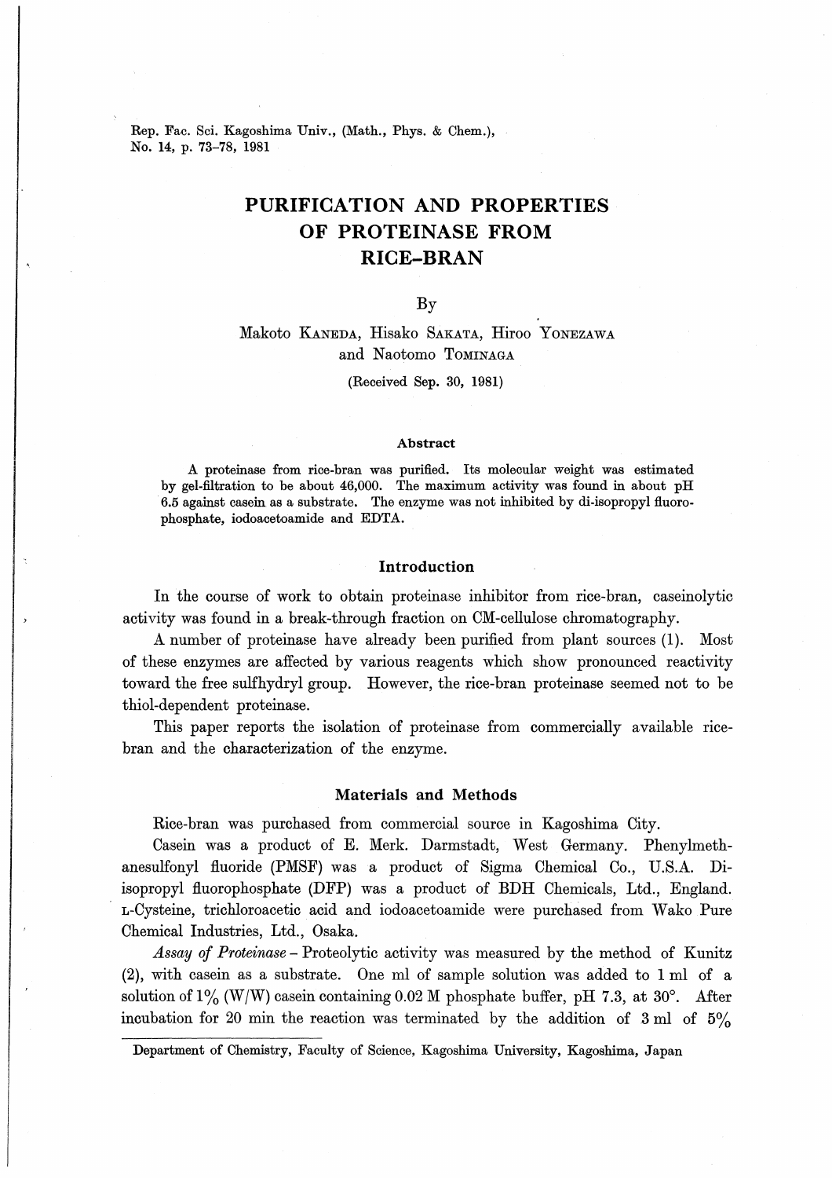# PURIFICATION AND PROPERTIES OF PROTEINASE FROM RICE-BRAN

By

Makoto KANEDA, Hisako SAKATA, Hiroo YONEZAWA and Naotomo TOMINAGA

(Received Sep. 30, 1981)

### Abstract

A proteinase from rice-bran was purified. Its molecular weight was estimated by gel-filtration to be about 46,000. The maximum activity was found in about pH 6.5 against casein as a substrate. The enzyme was not inhibited by di-isopropyl fluorophosphate, iodoacetoamide and EDTA.

## Introduction

In the course of work to obtain proteinase inhibitor from rice-bran, caseinolytic activity was found in a break-through fraction on CM-cellulose chromatography.

A number of proteinase have already been purified from plant sources (1). Most of these enzymes are affected by various reagents which show pronounced reactivity toward the free sulfhydryl group. However, the rice-bran proteinase seemed not to be thiol-dependent proteinase.

This paper reports the isolation of proteinase from commercially available rice-bran and the characterization of the enzyme.

## Materials and Methods

Rice-bran was purchased from commercial source in Kagoshima City.

Casein was a product of E. Merk. Darmstadt, West Germany. Phenylmethanesulfonyl fluoride (PMSF) was a product of Sigma Chemical Co., U.S.A. Di-isopropyl fluorophosphate (DFP) was a product of BDH Chemicals, Ltd., England. L-Cysteine, trichloroacetic acid and iodoacetoamide were purchased from Wako Pure Chemical Industries, Ltd., Osaka.

*Assay of Proteinase* – Proteolytic activity was measured by the method of Kunitz (2), with casein as a substrate. One ml of sample solution was added to 1 ml of a solution of 1% (W/W) casein containing 0.02 M phosphate buffer, pH 7.3, at 30°. After incubation for 20 min the reaction was terminated by the addition of 3 ml of 5%

Department of Chemistry, Faculty of Science, Kagoshima University, Kagoshima, Japan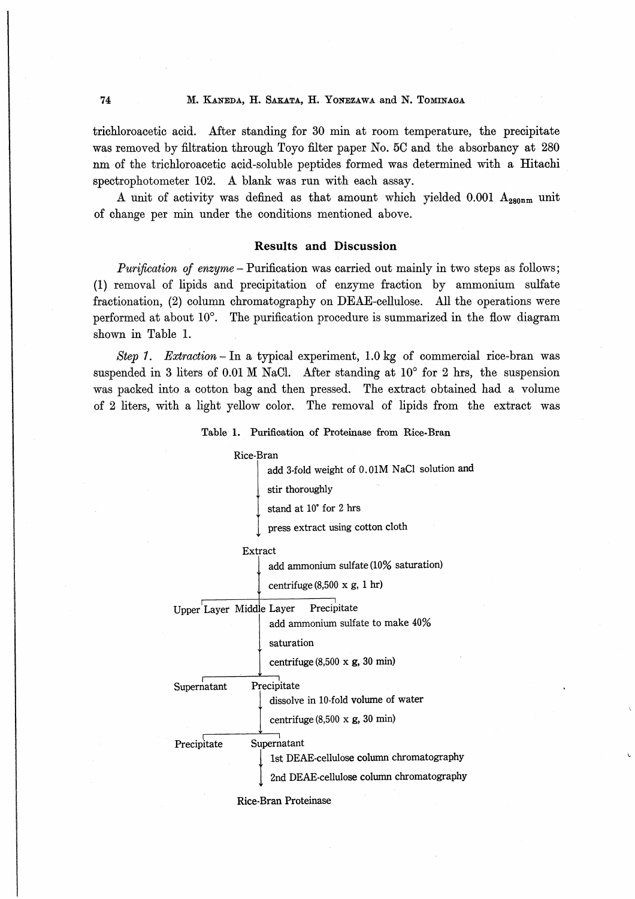trichloroacetic acid. After standing for 30 min at room temperature, the precipitate was removed by filtration through Toyo filter paper No. 5C and the absorbancy at 280 nm of the trichloroacetic acid-soluble peptides formed was determined with a Hitachi spectrophotometer 102. A blank was run with each assay.

A unit of activity was defined as that amount which yielded 0.001 $A_{280nm}$ unit of change per min under the conditions mentioned above.

## Results and Discussion

*Purification of enzyme* – Purification was carried out mainly in two steps as follows; (1) removal of lipids and precipitation of enzyme fraction by ammonium sulfate fractionation, (2) column chromatography on DEAE-cellulose. All the operations were performed at about 10°. The purification procedure is summarized in the flow diagram shown in Table 1.

*Step 1. Extraction* – In a typical experiment, 1.0 kg of commercial rice-bran was suspended in 3 liters of 0.01 M NaCl. After standing at 10° for 2 hrs, the suspension was packed into a cotton bag and then pressed. The extract obtained had a volume of 2 liters, with a light yellow color. The removal of lipids from the extract was

Table 1. Purification of Proteinase from Rice-Bran

```
Rice-Bran
    |  add 3-fold weight of 0.01M NaCl solution and
    |  stir thoroughly
    |  stand at 10° for 2 hrs
    ↓  press extract using cotton cloth
Extract
    |  add ammonium sulfate (10% saturation)
    ↓  centrifuge (8,500 x g, 1 hr)
Upper Layer   Middle Layer   Precipitate
                  |  add ammonium sulfate to make 40%
                  |  saturation
                  ↓  centrifuge (8,500 x g, 30 min)
Supernatant   Precipitate
                  |  dissolve in 10-fold volume of water
                  ↓  centrifuge (8,500 x g, 30 min)
Precipitate   Supernatant
                  |  1st DEAE-cellulose column chromatography
                  ↓  2nd DEAE-cellulose column chromatography
Rice-Bran Proteinase
```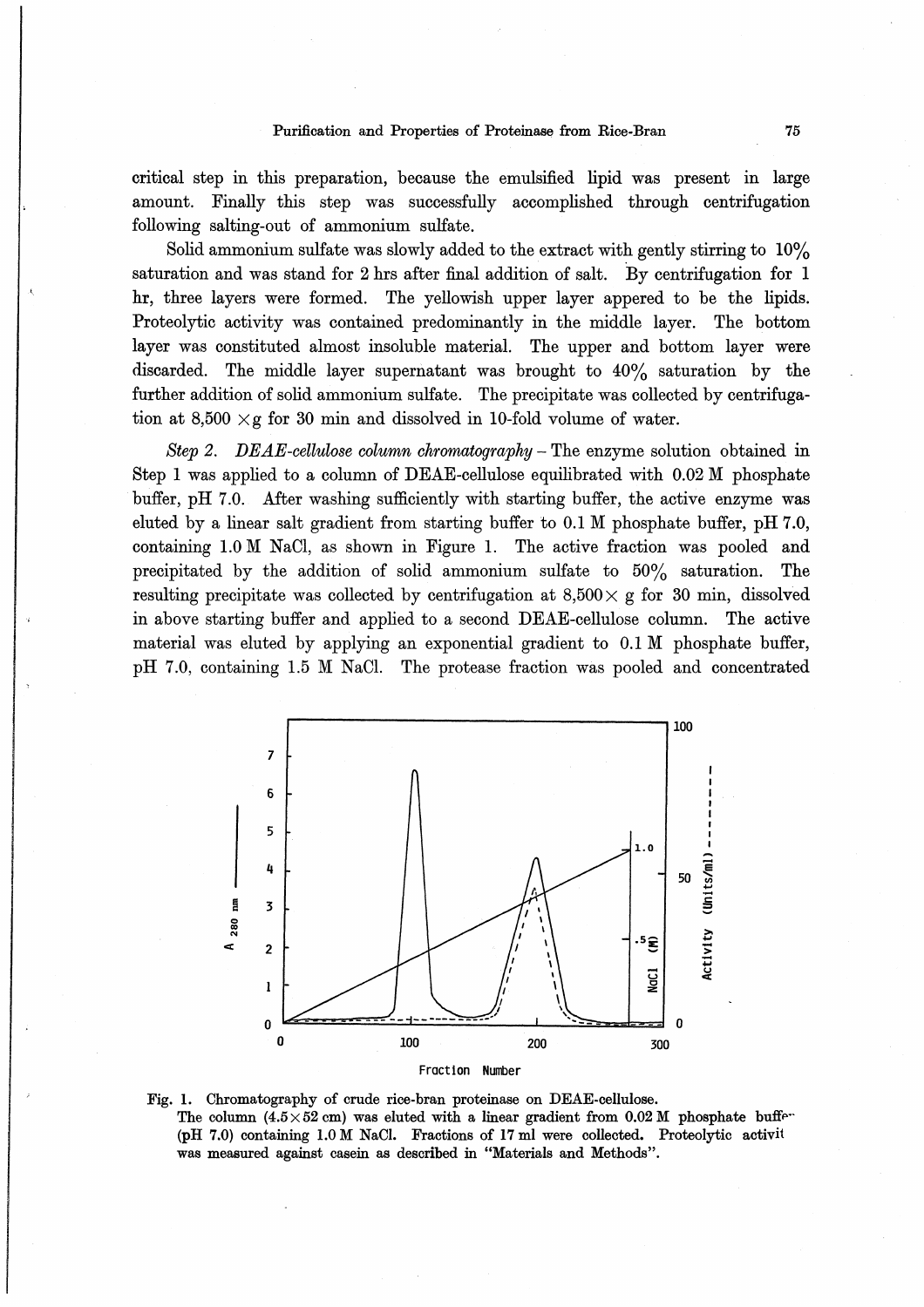critical step in this preparation, because the emulsified lipid was present in large amount. Finally this step was successfully accomplished through centrifugation following salting-out of ammonium sulfate.

Solid ammonium sulfate was slowly added to the extract with gently stirring to 10% saturation and was stand for 2 hrs after final addition of salt. By centrifugation for 1 hr, three layers were formed. The yellowish upper layer appered to be the lipids. Proteolytic activity was contained predominantly in the middle layer. The bottom layer was constituted almost insoluble material. The upper and bottom layer were discarded. The middle layer supernatant was brought to 40% saturation by the further addition of solid ammonium sulfate. The precipitate was collected by centrifugation at 8,500 ×g for 30 min and dissolved in 10-fold volume of water.

*Step 2. DEAE-cellulose column chromatography* – The enzyme solution obtained in Step 1 was applied to a column of DEAE-cellulose equilibrated with 0.02 M phosphate buffer, pH 7.0. After washing sufficiently with starting buffer, the active enzyme was eluted by a linear salt gradient from starting buffer to 0.1 M phosphate buffer, pH 7.0, containing 1.0 M NaCl, as shown in Figure 1. The active fraction was pooled and precipitated by the addition of solid ammonium sulfate to 50% saturation. The resulting precipitate was collected by centrifugation at 8,500× g for 30 min, dissolved in above starting buffer and applied to a second DEAE-cellulose column. The active material was eluted by applying an exponential gradient to 0.1 M phosphate buffer, pH 7.0, containing 1.5 M NaCl. The protease fraction was pooled and concentrated

Fig. 1. Chromatography of crude rice-bran proteinase on DEAE-cellulose.
The column (4.5×52 cm) was eluted with a linear gradient from 0.02 M phosphate buffer (pH 7.0) containing 1.0 M NaCl. Fractions of 17 ml were collected. Proteolytic activity was measured against casein as described in "Materials and Methods".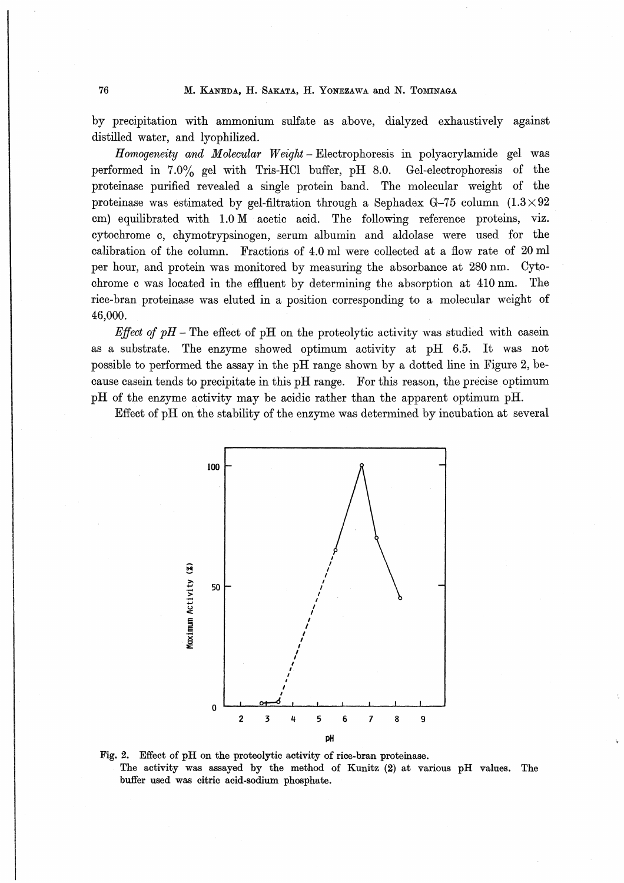by precipitation with ammonium sulfate as above, dialyzed exhaustively against distilled water, and lyophilized.

*Homogeneity and Molecular Weight* – Electrophoresis in polyacrylamide gel was performed in 7.0% gel with Tris-HCl buffer, pH 8.0. Gel-electrophoresis of the proteinase purified revealed a single protein band. The molecular weight of the proteinase was estimated by gel-filtration through a Sephadex G–75 column (1.3×92 cm) equilibrated with 1.0 M acetic acid. The following reference proteins, viz. cytochrome c, chymotrypsinogen, serum albumin and aldolase were used for the calibration of the column. Fractions of 4.0 ml were collected at a flow rate of 20 ml per hour, and protein was monitored by measuring the absorbance at 280 nm. Cytochrome c was located in the effluent by determining the absorption at 410 nm. The rice-bran proteinase was eluted in a position corresponding to a molecular weight of 46,000.

*Effect of pH* – The effect of pH on the proteolytic activity was studied with casein as a substrate. The enzyme showed optimum activity at pH 6.5. It was not possible to performed the assay in the pH range shown by a dotted line in Figure 2, because casein tends to precipitate in this pH range. For this reason, the precise optimum pH of the enzyme activity may be acidic rather than the apparent optimum pH.

Effect of pH on the stability of the enzyme was determined by incubation at several

Fig. 2. Effect of pH on the proteolytic activity of rice-bran proteinase.
The activity was assayed by the method of Kunitz (2) at various pH values. The buffer used was citric acid-sodium phosphate.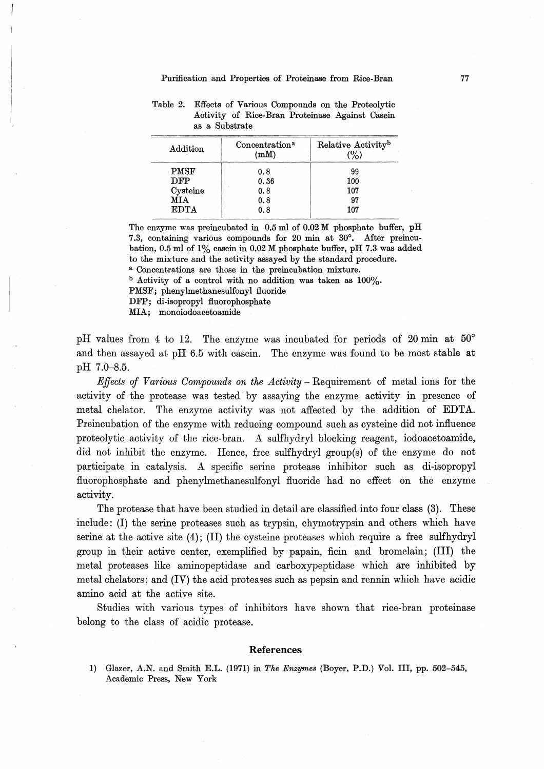Table 2. Effects of Various Compounds on the Proteolytic Activity of Rice-Bran Proteinase Against Casein as a Substrate

| Addition | Concentration[a] (mM) | Relative Activity[b] (%) |
|---|---|---|
| PMSF | 0.8 | 99 |
| DFP | 0.36 | 100 |
| Cysteine | 0.8 | 107 |
| MIA | 0.8 | 97 |
| EDTA | 0.8 | 107 |

The enzyme was preincubated in 0.5 ml of 0.02 M phosphate buffer, pH 7.3, containing various compounds for 20 min at 30°. After preincubation, 0.5 ml of 1% casein in 0.02 M phosphate buffer, pH 7.3 was added to the mixture and the activity assayed by the standard procedure.

[a] Concentrations are those in the preincubation mixture.

[b] Activity of a control with no addition was taken as 100%.

PMSF; phenylmethanesulfonyl fluoride

DFP; di-isopropyl fluorophosphate

MIA; monoiodoacetoamide

pH values from 4 to 12. The enzyme was incubated for periods of 20 min at 50° and then assayed at pH 6.5 with casein. The enzyme was found to be most stable at pH 7.0–8.5.

*Effects of Various Compounds on the Activity* – Requirement of metal ions for the activity of the protease was tested by assaying the enzyme activity in presence of metal chelator. The enzyme activity was not affected by the addition of EDTA. Preincubation of the enzyme with reducing compound such as cysteine did not influence proteolytic activity of the rice-bran. A sulfhydryl blocking reagent, iodoacetoamide, did not inhibit the enzyme. Hence, free sulfhydryl group(s) of the enzyme do not participate in catalysis. A specific serine protease inhibitor such as di-isopropyl fluorophosphate and phenylmethanesulfonyl fluoride had no effect on the enzyme activity.

The protease that have been studied in detail are classified into four class (3). These include: (I) the serine proteases such as trypsin, chymotrypsin and others which have serine at the active site (4); (II) the cysteine proteases which require a free sulfhydryl group in their active center, exemplified by papain, ficin and bromelain; (III) the metal proteases like aminopeptidase and carboxypeptidase which are inhibited by metal chelators; and (IV) the acid proteases such as pepsin and rennin which have acidic amino acid at the active site.

Studies with various types of inhibitors have shown that rice-bran proteinase belong to the class of acidic protease.

## References

1) Glazer, A.N. and Smith E.L. (1971) in *The Enzymes* (Boyer, P.D.) Vol. III, pp. 502–545, Academic Press, New York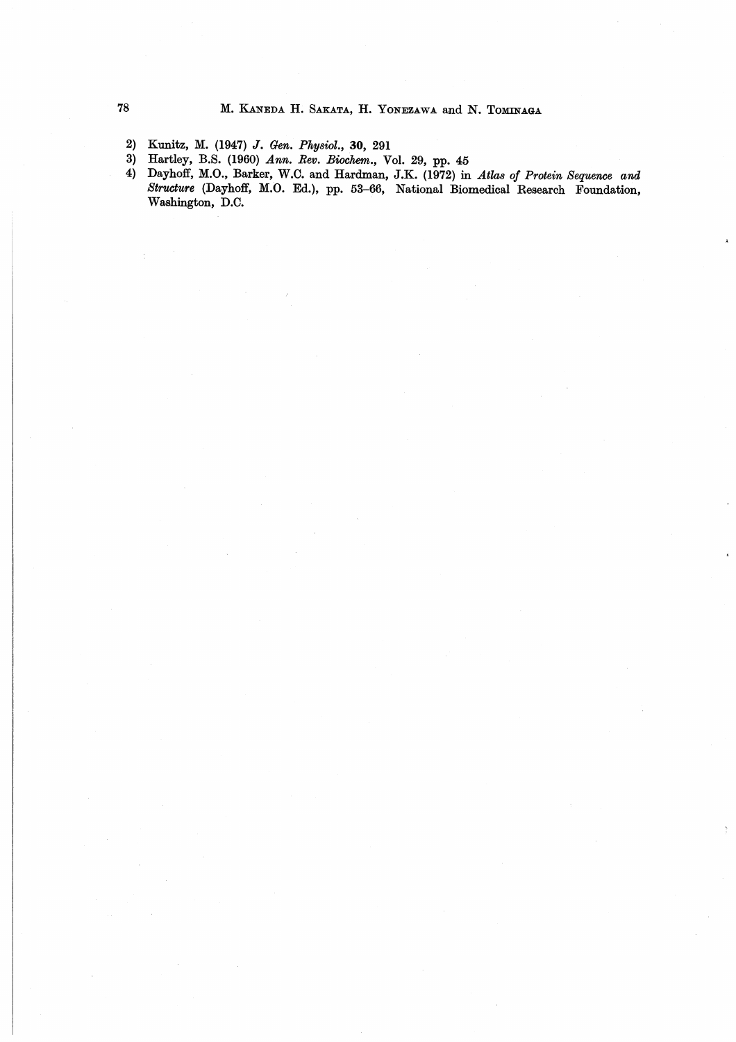2) Kunitz, M. (1947) *J. Gen. Physiol.*, **30**, 291
3) Hartley, B.S. (1960) *Ann. Rev. Biochem.*, Vol. 29, pp. 45
4) Dayhoff, M.O., Barker, W.C. and Hardman, J.K. (1972) in *Atlas of Protein Sequence and Structure* (Dayhoff, M.O. Ed.), pp. 53–66, National Biomedical Research Foundation, Washington, D.C.